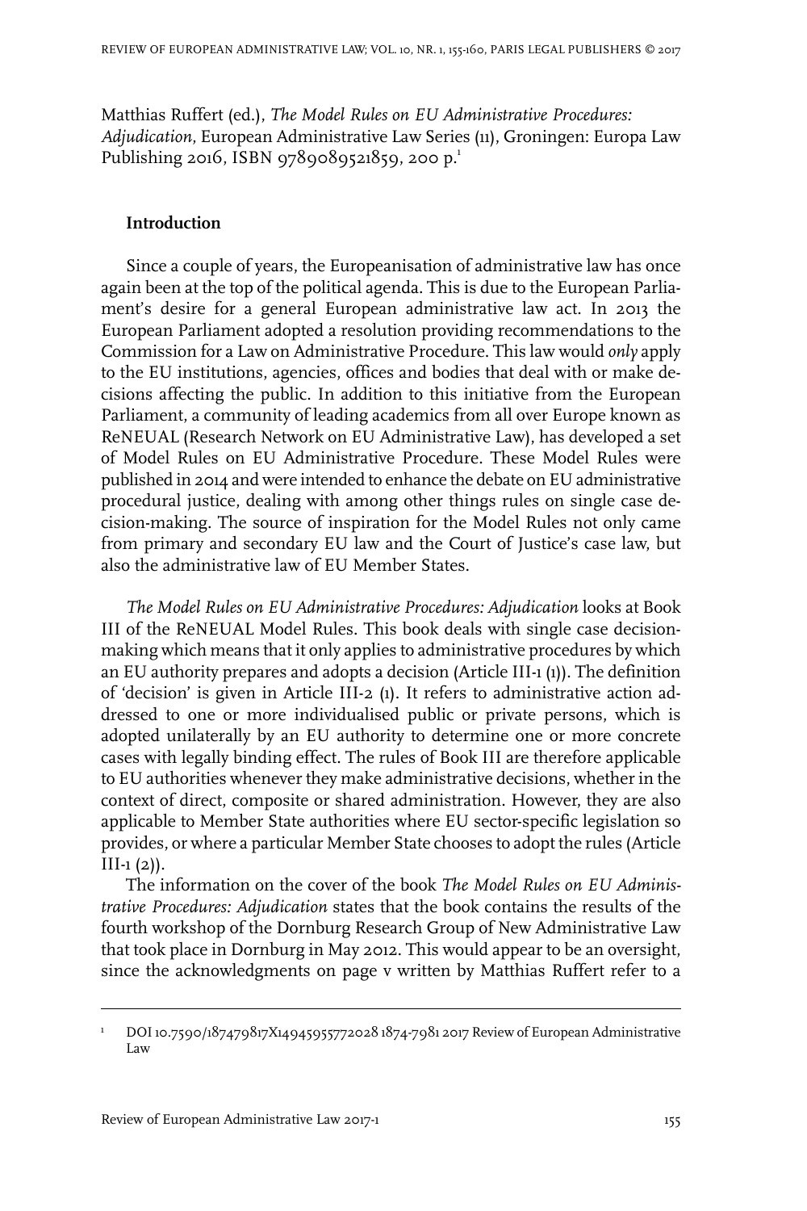Matthias Ruffert (ed.), *The Model Rules on EU Administrative Procedures: Adjudication*, European Administrative Law Series (11), Groningen: Europa Law Publishing 2016, ISBN 9789089521859, 200 p.[1]

**Introduction**

Since a couple of years, the Europeanisation of administrative law has once again been at the top of the political agenda. This is due to the European Parliament's desire for a general European administrative law act. In 2013 the European Parliament adopted a resolution providing recommendations to the Commission for a Law on Administrative Procedure. This law would *only* apply to the EU institutions, agencies, offices and bodies that deal with or make decisions affecting the public. In addition to this initiative from the European Parliament, a community of leading academics from all over Europe known as ReNEUAL (Research Network on EU Administrative Law), has developed a set of Model Rules on EU Administrative Procedure. These Model Rules were published in 2014 and were intended to enhance the debate on EU administrative procedural justice, dealing with among other things rules on single case decision-making. The source of inspiration for the Model Rules not only came from primary and secondary EU law and the Court of Justice's case law, but also the administrative law of EU Member States.

*The Model Rules on EU Administrative Procedures: Adjudication* looks at Book III of the ReNEUAL Model Rules. This book deals with single case decision-making which means that it only applies to administrative procedures by which an EU authority prepares and adopts a decision (Article III-1 (1)). The definition of 'decision' is given in Article III-2 (1). It refers to administrative action addressed to one or more individualised public or private persons, which is adopted unilaterally by an EU authority to determine one or more concrete cases with legally binding effect. The rules of Book III are therefore applicable to EU authorities whenever they make administrative decisions, whether in the context of direct, composite or shared administration. However, they are also applicable to Member State authorities where EU sector-specific legislation so provides, or where a particular Member State chooses to adopt the rules (Article III-1 (2)).

The information on the cover of the book *The Model Rules on EU Administrative Procedures: Adjudication* states that the book contains the results of the fourth workshop of the Dornburg Research Group of New Administrative Law that took place in Dornburg in May 2012. This would appear to be an oversight, since the acknowledgments on page v written by Matthias Ruffert refer to a

[1] DOI 10.7590/187479817X14945955772028 1874-7981 2017 Review of European Administrative Law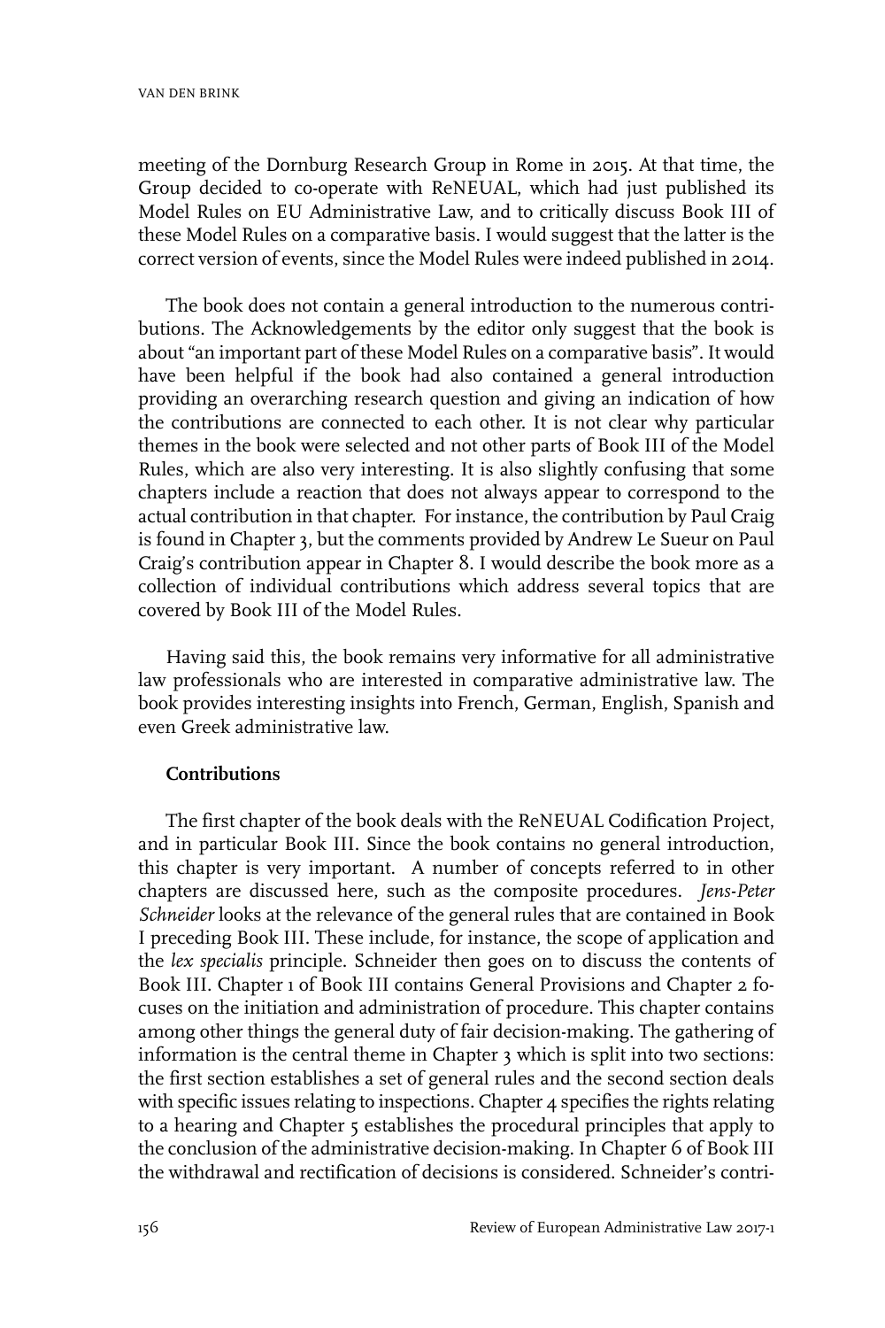meeting of the Dornburg Research Group in Rome in 2015. At that time, the Group decided to co-operate with ReNEUAL, which had just published its Model Rules on EU Administrative Law, and to critically discuss Book III of these Model Rules on a comparative basis. I would suggest that the latter is the correct version of events, since the Model Rules were indeed published in 2014.

The book does not contain a general introduction to the numerous contributions. The Acknowledgements by the editor only suggest that the book is about "an important part of these Model Rules on a comparative basis". It would have been helpful if the book had also contained a general introduction providing an overarching research question and giving an indication of how the contributions are connected to each other. It is not clear why particular themes in the book were selected and not other parts of Book III of the Model Rules, which are also very interesting. It is also slightly confusing that some chapters include a reaction that does not always appear to correspond to the actual contribution in that chapter. For instance, the contribution by Paul Craig is found in Chapter 3, but the comments provided by Andrew Le Sueur on Paul Craig's contribution appear in Chapter 8. I would describe the book more as a collection of individual contributions which address several topics that are covered by Book III of the Model Rules.

Having said this, the book remains very informative for all administrative law professionals who are interested in comparative administrative law. The book provides interesting insights into French, German, English, Spanish and even Greek administrative law.

**Contributions**

The first chapter of the book deals with the ReNEUAL Codification Project, and in particular Book III. Since the book contains no general introduction, this chapter is very important. A number of concepts referred to in other chapters are discussed here, such as the composite procedures. *Jens-Peter Schneider* looks at the relevance of the general rules that are contained in Book I preceding Book III. These include, for instance, the scope of application and the *lex specialis* principle. Schneider then goes on to discuss the contents of Book III. Chapter 1 of Book III contains General Provisions and Chapter 2 focuses on the initiation and administration of procedure. This chapter contains among other things the general duty of fair decision-making. The gathering of information is the central theme in Chapter 3 which is split into two sections: the first section establishes a set of general rules and the second section deals with specific issues relating to inspections. Chapter 4 specifies the rights relating to a hearing and Chapter 5 establishes the procedural principles that apply to the conclusion of the administrative decision-making. In Chapter 6 of Book III the withdrawal and rectification of decisions is considered. Schneider's contri-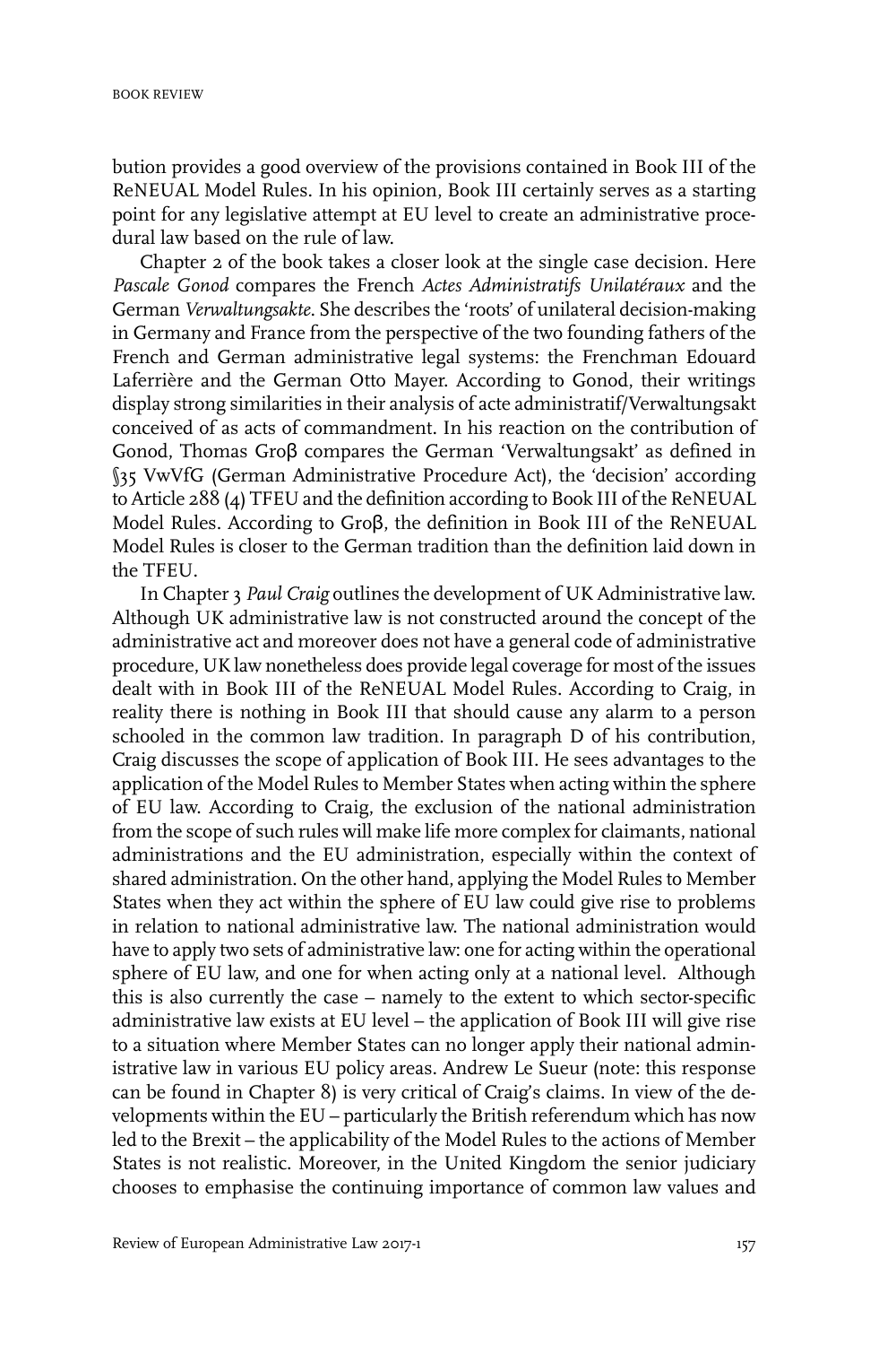bution provides a good overview of the provisions contained in Book III of the ReNEUAL Model Rules. In his opinion, Book III certainly serves as a starting point for any legislative attempt at EU level to create an administrative procedural law based on the rule of law.

Chapter 2 of the book takes a closer look at the single case decision. Here *Pascale Gonod* compares the French *Actes Administratifs Unilatéraux* and the German *Verwaltungsakte*. She describes the 'roots' of unilateral decision-making in Germany and France from the perspective of the two founding fathers of the French and German administrative legal systems: the Frenchman Edouard Laferrière and the German Otto Mayer. According to Gonod, their writings display strong similarities in their analysis of acte administratif/Verwaltungsakt conceived of as acts of commandment. In his reaction on the contribution of Gonod, Thomas Groβ compares the German 'Verwaltungsakt' as defined in §35 VwVfG (German Administrative Procedure Act), the 'decision' according to Article 288 (4) TFEU and the definition according to Book III of the ReNEUAL Model Rules. According to Groβ, the definition in Book III of the ReNEUAL Model Rules is closer to the German tradition than the definition laid down in the TFEU.

In Chapter 3 *Paul Craig* outlines the development of UK Administrative law. Although UK administrative law is not constructed around the concept of the administrative act and moreover does not have a general code of administrative procedure, UK law nonetheless does provide legal coverage for most of the issues dealt with in Book III of the ReNEUAL Model Rules. According to Craig, in reality there is nothing in Book III that should cause any alarm to a person schooled in the common law tradition. In paragraph D of his contribution, Craig discusses the scope of application of Book III. He sees advantages to the application of the Model Rules to Member States when acting within the sphere of EU law. According to Craig, the exclusion of the national administration from the scope of such rules will make life more complex for claimants, national administrations and the EU administration, especially within the context of shared administration. On the other hand, applying the Model Rules to Member States when they act within the sphere of EU law could give rise to problems in relation to national administrative law. The national administration would have to apply two sets of administrative law: one for acting within the operational sphere of EU law, and one for when acting only at a national level. Although this is also currently the case – namely to the extent to which sector-specific administrative law exists at EU level – the application of Book III will give rise to a situation where Member States can no longer apply their national administrative law in various EU policy areas. Andrew Le Sueur (note: this response can be found in Chapter 8) is very critical of Craig's claims. In view of the developments within the EU – particularly the British referendum which has now led to the Brexit – the applicability of the Model Rules to the actions of Member States is not realistic. Moreover, in the United Kingdom the senior judiciary chooses to emphasise the continuing importance of common law values and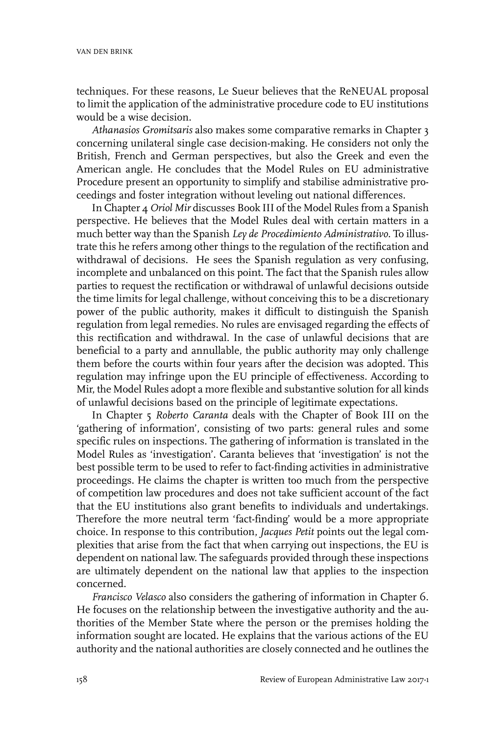techniques. For these reasons, Le Sueur believes that the ReNEUAL proposal to limit the application of the administrative procedure code to EU institutions would be a wise decision.

*Athanasios Gromitsaris* also makes some comparative remarks in Chapter 3 concerning unilateral single case decision-making. He considers not only the British, French and German perspectives, but also the Greek and even the American angle. He concludes that the Model Rules on EU administrative Procedure present an opportunity to simplify and stabilise administrative proceedings and foster integration without leveling out national differences.

In Chapter 4 *Oriol Mir* discusses Book III of the Model Rules from a Spanish perspective. He believes that the Model Rules deal with certain matters in a much better way than the Spanish *Ley de Procedimiento Administrativo*. To illustrate this he refers among other things to the regulation of the rectification and withdrawal of decisions. He sees the Spanish regulation as very confusing, incomplete and unbalanced on this point. The fact that the Spanish rules allow parties to request the rectification or withdrawal of unlawful decisions outside the time limits for legal challenge, without conceiving this to be a discretionary power of the public authority, makes it difficult to distinguish the Spanish regulation from legal remedies. No rules are envisaged regarding the effects of this rectification and withdrawal. In the case of unlawful decisions that are beneficial to a party and annullable, the public authority may only challenge them before the courts within four years after the decision was adopted. This regulation may infringe upon the EU principle of effectiveness. According to Mir, the Model Rules adopt a more flexible and substantive solution for all kinds of unlawful decisions based on the principle of legitimate expectations.

In Chapter 5 *Roberto Caranta* deals with the Chapter of Book III on the 'gathering of information', consisting of two parts: general rules and some specific rules on inspections. The gathering of information is translated in the Model Rules as 'investigation'. Caranta believes that 'investigation' is not the best possible term to be used to refer to fact-finding activities in administrative proceedings. He claims the chapter is written too much from the perspective of competition law procedures and does not take sufficient account of the fact that the EU institutions also grant benefits to individuals and undertakings. Therefore the more neutral term 'fact-finding' would be a more appropriate choice. In response to this contribution, *Jacques Petit* points out the legal complexities that arise from the fact that when carrying out inspections, the EU is dependent on national law. The safeguards provided through these inspections are ultimately dependent on the national law that applies to the inspection concerned.

*Francisco Velasco* also considers the gathering of information in Chapter 6. He focuses on the relationship between the investigative authority and the authorities of the Member State where the person or the premises holding the information sought are located. He explains that the various actions of the EU authority and the national authorities are closely connected and he outlines the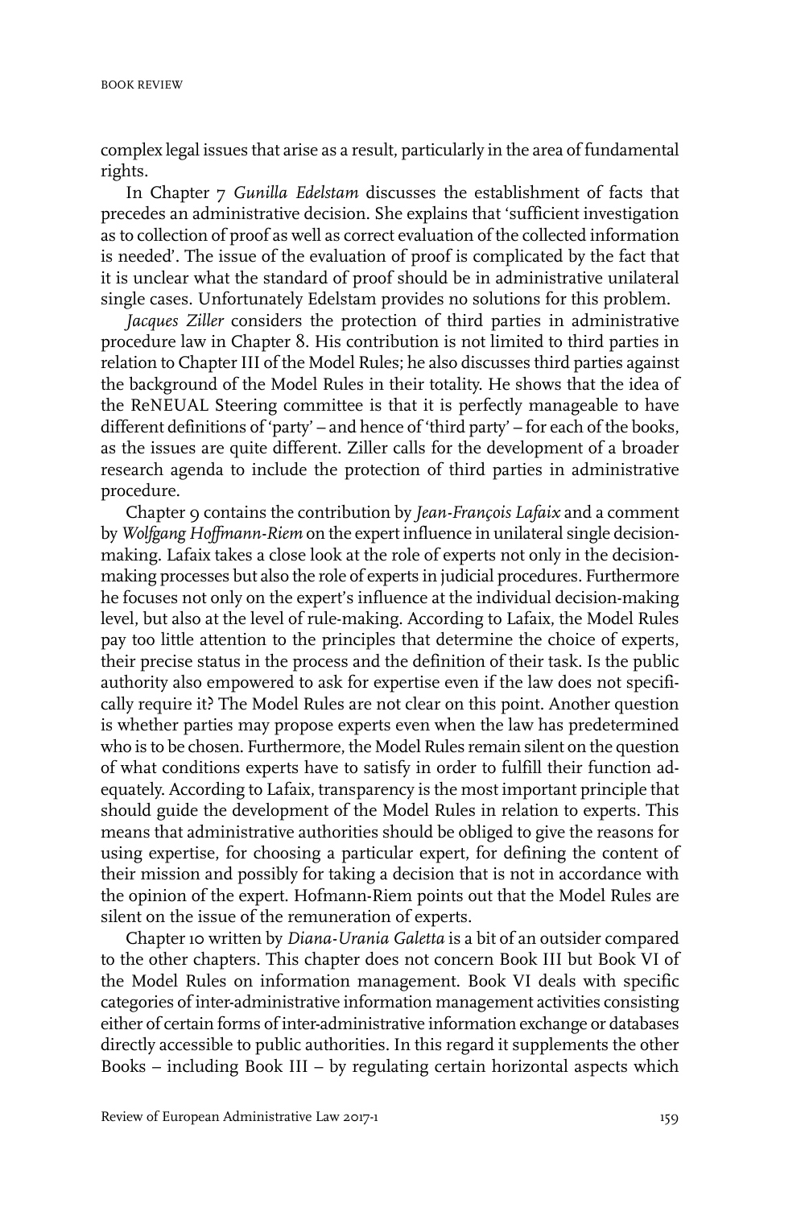complex legal issues that arise as a result, particularly in the area of fundamental rights.

In Chapter 7 *Gunilla Edelstam* discusses the establishment of facts that precedes an administrative decision. She explains that 'sufficient investigation as to collection of proof as well as correct evaluation of the collected information is needed'. The issue of the evaluation of proof is complicated by the fact that it is unclear what the standard of proof should be in administrative unilateral single cases. Unfortunately Edelstam provides no solutions for this problem.

*Jacques Ziller* considers the protection of third parties in administrative procedure law in Chapter 8. His contribution is not limited to third parties in relation to Chapter III of the Model Rules; he also discusses third parties against the background of the Model Rules in their totality. He shows that the idea of the ReNEUAL Steering committee is that it is perfectly manageable to have different definitions of 'party' – and hence of 'third party' – for each of the books, as the issues are quite different. Ziller calls for the development of a broader research agenda to include the protection of third parties in administrative procedure.

Chapter 9 contains the contribution by *Jean-François Lafaix* and a comment by *Wolfgang Hoffmann-Riem* on the expert influence in unilateral single decision-making. Lafaix takes a close look at the role of experts not only in the decision-making processes but also the role of experts in judicial procedures. Furthermore he focuses not only on the expert's influence at the individual decision-making level, but also at the level of rule-making. According to Lafaix, the Model Rules pay too little attention to the principles that determine the choice of experts, their precise status in the process and the definition of their task. Is the public authority also empowered to ask for expertise even if the law does not specifically require it? The Model Rules are not clear on this point. Another question is whether parties may propose experts even when the law has predetermined who is to be chosen. Furthermore, the Model Rules remain silent on the question of what conditions experts have to satisfy in order to fulfill their function adequately. According to Lafaix, transparency is the most important principle that should guide the development of the Model Rules in relation to experts. This means that administrative authorities should be obliged to give the reasons for using expertise, for choosing a particular expert, for defining the content of their mission and possibly for taking a decision that is not in accordance with the opinion of the expert. Hofmann-Riem points out that the Model Rules are silent on the issue of the remuneration of experts.

Chapter 10 written by *Diana-Urania Galetta* is a bit of an outsider compared to the other chapters. This chapter does not concern Book III but Book VI of the Model Rules on information management. Book VI deals with specific categories of inter-administrative information management activities consisting either of certain forms of inter-administrative information exchange or databases directly accessible to public authorities. In this regard it supplements the other Books – including Book III – by regulating certain horizontal aspects which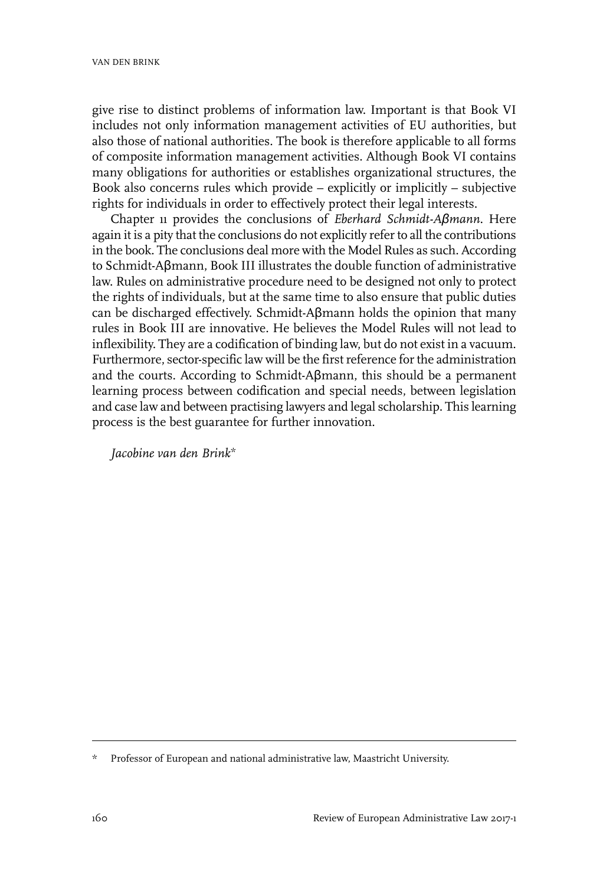give rise to distinct problems of information law. Important is that Book VI includes not only information management activities of EU authorities, but also those of national authorities. The book is therefore applicable to all forms of composite information management activities. Although Book VI contains many obligations for authorities or establishes organizational structures, the Book also concerns rules which provide – explicitly or implicitly – subjective rights for individuals in order to effectively protect their legal interests.

Chapter 11 provides the conclusions of *Eberhard Schmidt-Aβmann*. Here again it is a pity that the conclusions do not explicitly refer to all the contributions in the book. The conclusions deal more with the Model Rules as such. According to Schmidt-Aβmann, Book III illustrates the double function of administrative law. Rules on administrative procedure need to be designed not only to protect the rights of individuals, but at the same time to also ensure that public duties can be discharged effectively. Schmidt-Aβmann holds the opinion that many rules in Book III are innovative. He believes the Model Rules will not lead to inflexibility. They are a codification of binding law, but do not exist in a vacuum. Furthermore, sector-specific law will be the first reference for the administration and the courts. According to Schmidt-Aβmann, this should be a permanent learning process between codification and special needs, between legislation and case law and between practising lawyers and legal scholarship. This learning process is the best guarantee for further innovation.

*Jacobine van den Brink**

\* Professor of European and national administrative law, Maastricht University.